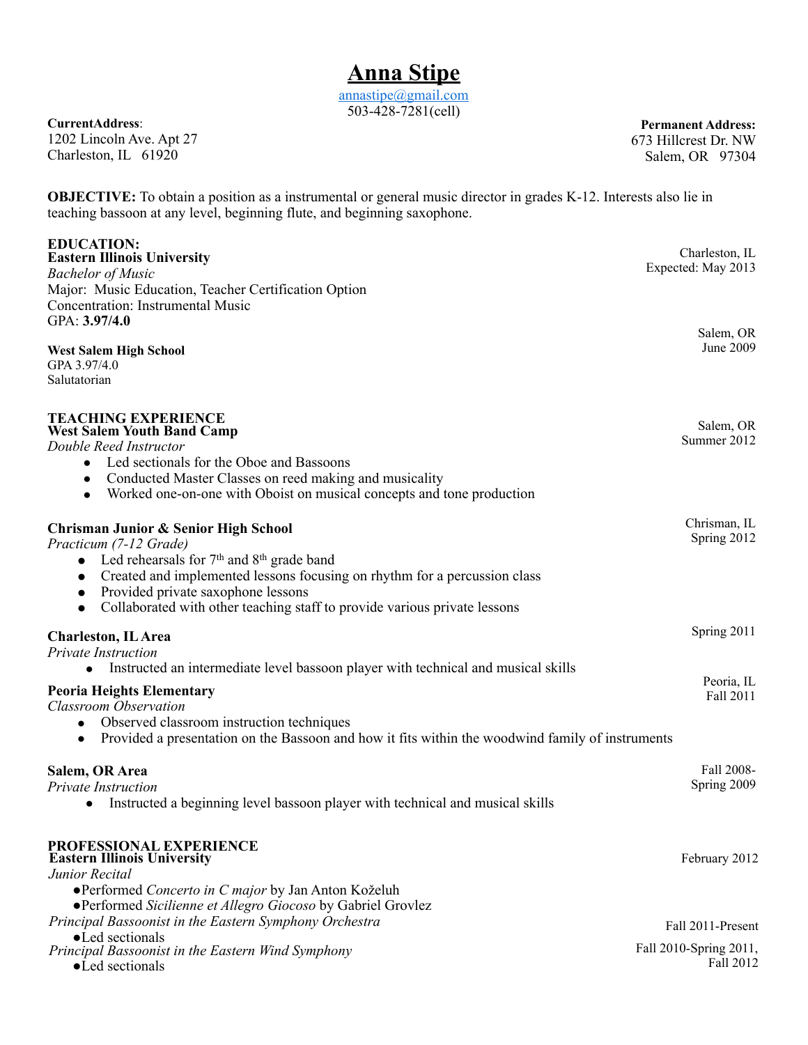# Anna Stipe

annastipe@gmail.com
503-428-7281(cell)

**CurrentAddress**:
1202 Lincoln Ave. Apt 27
Charleston, IL 61920

**Permanent Address:**
673 Hillcrest Dr. NW
Salem, OR 97304

**OBJECTIVE:** To obtain a position as a instrumental or general music director in grades K-12. Interests also lie in teaching bassoon at any level, beginning flute, and beginning saxophone.

## EDUCATION:

**Eastern Illinois University** — Charleston, IL, Expected: May 2013
*Bachelor of Music*
Major: Music Education, Teacher Certification Option
Concentration: Instrumental Music
GPA: **3.97/4.0**

**West Salem High School** — Salem, OR, June 2009
GPA 3.97/4.0
Salutatorian

## TEACHING EXPERIENCE

**West Salem Youth Band Camp** — Salem, OR, Summer 2012
*Double Reed Instructor*
- Led sectionals for the Oboe and Bassoons
- Conducted Master Classes on reed making and musicality
- Worked one-on-one with Oboist on musical concepts and tone production

**Chrisman Junior & Senior High School** — Chrisman, IL, Spring 2012
*Practicum (7-12 Grade)*
- Led rehearsals for 7th and 8th grade band
- Created and implemented lessons focusing on rhythm for a percussion class
- Provided private saxophone lessons
- Collaborated with other teaching staff to provide various private lessons

**Charleston, IL Area** — Spring 2011
*Private Instruction*
- Instructed an intermediate level bassoon player with technical and musical skills

**Peoria Heights Elementary** — Peoria, IL, Fall 2011
*Classroom Observation*
- Observed classroom instruction techniques
- Provided a presentation on the Bassoon and how it fits within the woodwind family of instruments

**Salem, OR Area** — Fall 2008-Spring 2009
*Private Instruction*
- Instructed a beginning level bassoon player with technical and musical skills

## PROFESSIONAL EXPERIENCE

**Eastern Illinois University**

*Junior Recital* — February 2012
- Performed *Concerto in C major* by Jan Anton Koželuh
- Performed *Sicilienne et Allegro Giocoso* by Gabriel Grovlez

*Principal Bassoonist in the Eastern Symphony Orchestra* — Fall 2011-Present
- Led sectionals

*Principal Bassoonist in the Eastern Wind Symphony* — Fall 2010-Spring 2011, Fall 2012
- Led sectionals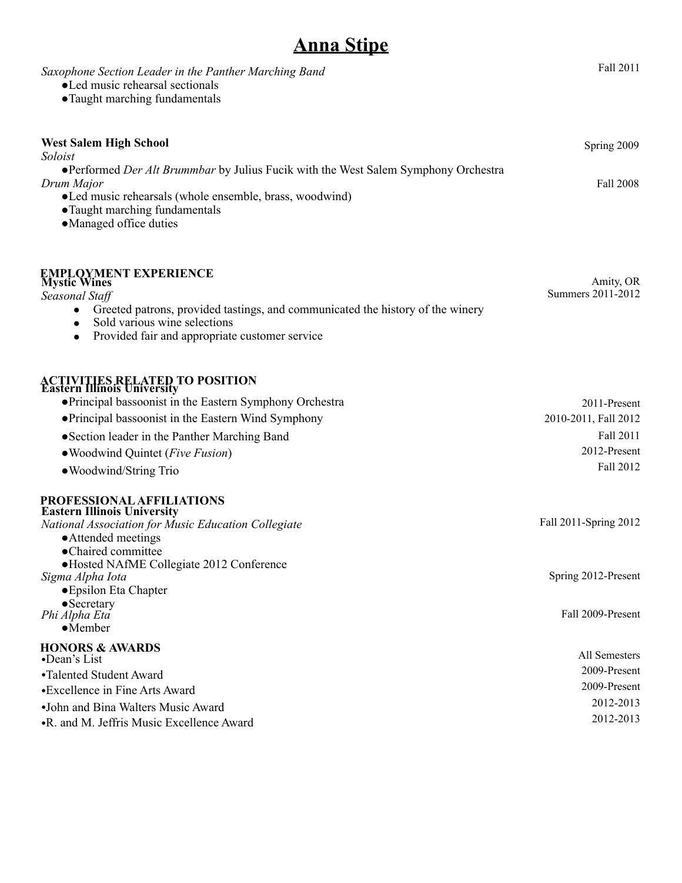# Anna Stipe

*Saxophone Section Leader in the Panther Marching Band* — Fall 2011
- Led music rehearsal sectionals
- Taught marching fundamentals

**West Salem High School**

*Soloist* — Spring 2009
- Performed *Der Alt Brummbar* by Julius Fucik with the West Salem Symphony Orchestra

*Drum Major* — Fall 2008
- Led music rehearsals (whole ensemble, brass, woodwind)
- Taught marching fundamentals
- Managed office duties

## EMPLOYMENT EXPERIENCE

**Mystic Wines** — Amity, OR

*Seasonal Staff* — Summers 2011-2012
- Greeted patrons, provided tastings, and communicated the history of the winery
- Sold various wine selections
- Provided fair and appropriate customer service

## ACTIVITIES RELATED TO POSITION

**Eastern Illinois University**
- Principal bassoonist in the Eastern Symphony Orchestra — 2011-Present
- Principal bassoonist in the Eastern Wind Symphony — 2010-2011, Fall 2012
- Section leader in the Panther Marching Band — Fall 2011
- Woodwind Quintet (*Five Fusion*) — 2012-Present
- Woodwind/String Trio — Fall 2012

## PROFESSIONAL AFFILIATIONS

**Eastern Illinois University**

*National Association for Music Education Collegiate* — Fall 2011-Spring 2012
- Attended meetings
- Chaired committee
- Hosted NAfME Collegiate 2012 Conference

*Sigma Alpha Iota* — Spring 2012-Present
- Epsilon Eta Chapter
- Secretary

*Phi Alpha Eta* — Fall 2009-Present
- Member

## HONORS & AWARDS

- Dean's List — All Semesters
- Talented Student Award — 2009-Present
- Excellence in Fine Arts Award — 2009-Present
- John and Bina Walters Music Award — 2012-2013
- R. and M. Jeffris Music Excellence Award — 2012-2013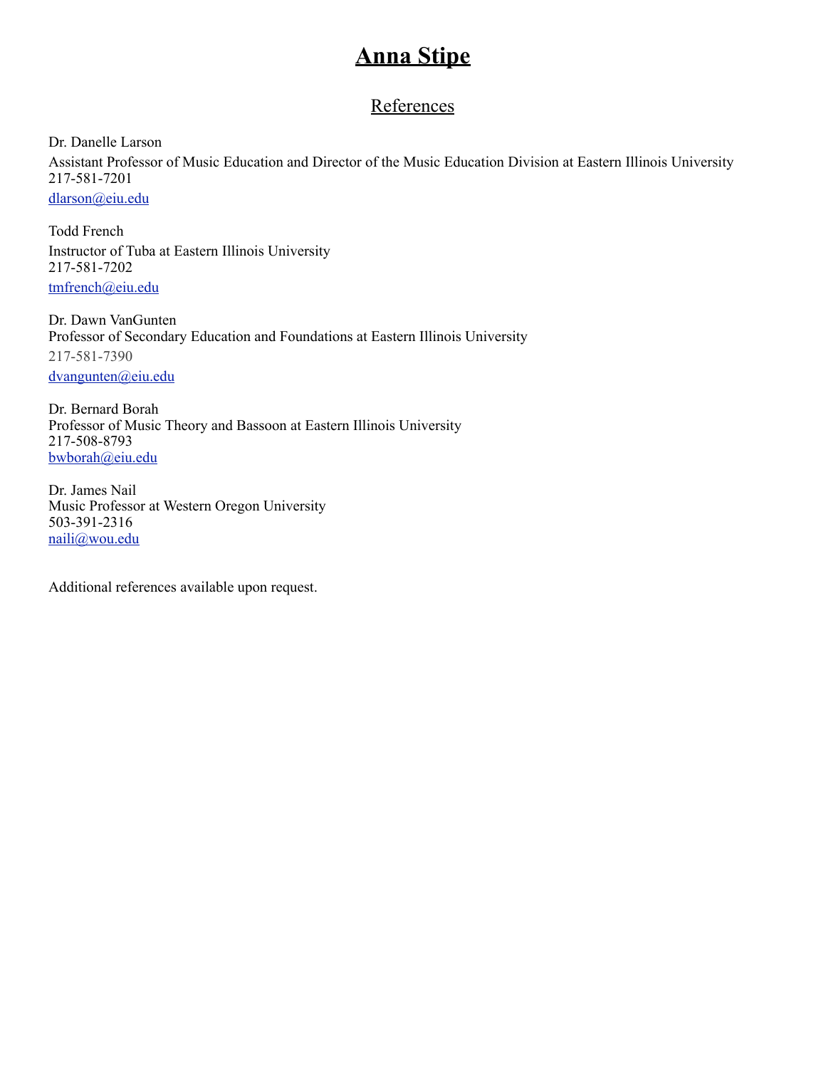# Anna Stipe

## References

Dr. Danelle Larson
Assistant Professor of Music Education and Director of the Music Education Division at Eastern Illinois University
217-581-7201
dlarson@eiu.edu

Todd French
Instructor of Tuba at Eastern Illinois University
217-581-7202
tmfrench@eiu.edu

Dr. Dawn VanGunten
Professor of Secondary Education and Foundations at Eastern Illinois University
217-581-7390
dvangunten@eiu.edu

Dr. Bernard Borah
Professor of Music Theory and Bassoon at Eastern Illinois University
217-508-8793
bwborah@eiu.edu

Dr. James Nail
Music Professor at Western Oregon University
503-391-2316
naili@wou.edu

Additional references available upon request.